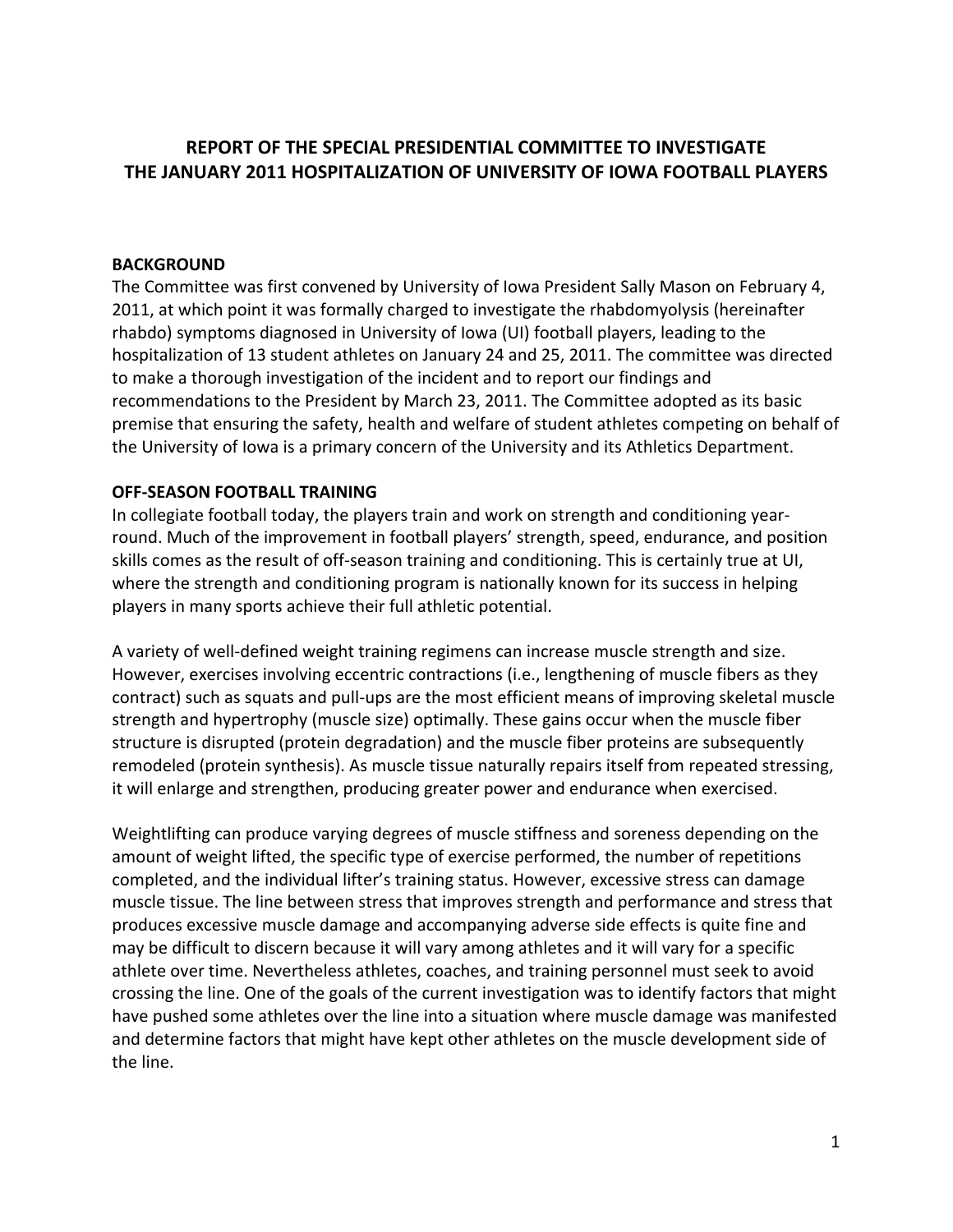# REPORT OF THE SPECIAL PRESIDENTIAL COMMITTEE TO INVESTIGATE THE JANUARY 2011 HOSPITALIZATION OF UNIVERSITY OF IOWA FOOTBALL PLAYERS

## BACKGROUND

The Committee was first convened by University of Iowa President Sally Mason on February 4, 2011, at which point it was formally charged to investigate the rhabdomyolysis (hereinafter rhabdo) symptoms diagnosed in University of Iowa (UI) football players, leading to the hospitalization of 13 student athletes on January 24 and 25, 2011. The committee was directed to make a thorough investigation of the incident and to report our findings and recommendations to the President by March 23, 2011. The Committee adopted as its basic premise that ensuring the safety, health and welfare of student athletes competing on behalf of the University of Iowa is a primary concern of the University and its Athletics Department.

## OFF-SEASON FOOTBALL TRAINING

In collegiate football today, the players train and work on strength and conditioning year-round. Much of the improvement in football players' strength, speed, endurance, and position skills comes as the result of off-season training and conditioning. This is certainly true at UI, where the strength and conditioning program is nationally known for its success in helping players in many sports achieve their full athletic potential.

A variety of well-defined weight training regimens can increase muscle strength and size. However, exercises involving eccentric contractions (i.e., lengthening of muscle fibers as they contract) such as squats and pull-ups are the most efficient means of improving skeletal muscle strength and hypertrophy (muscle size) optimally. These gains occur when the muscle fiber structure is disrupted (protein degradation) and the muscle fiber proteins are subsequently remodeled (protein synthesis). As muscle tissue naturally repairs itself from repeated stressing, it will enlarge and strengthen, producing greater power and endurance when exercised.

Weightlifting can produce varying degrees of muscle stiffness and soreness depending on the amount of weight lifted, the specific type of exercise performed, the number of repetitions completed, and the individual lifter's training status. However, excessive stress can damage muscle tissue. The line between stress that improves strength and performance and stress that produces excessive muscle damage and accompanying adverse side effects is quite fine and may be difficult to discern because it will vary among athletes and it will vary for a specific athlete over time. Nevertheless athletes, coaches, and training personnel must seek to avoid crossing the line. One of the goals of the current investigation was to identify factors that might have pushed some athletes over the line into a situation where muscle damage was manifested and determine factors that might have kept other athletes on the muscle development side of the line.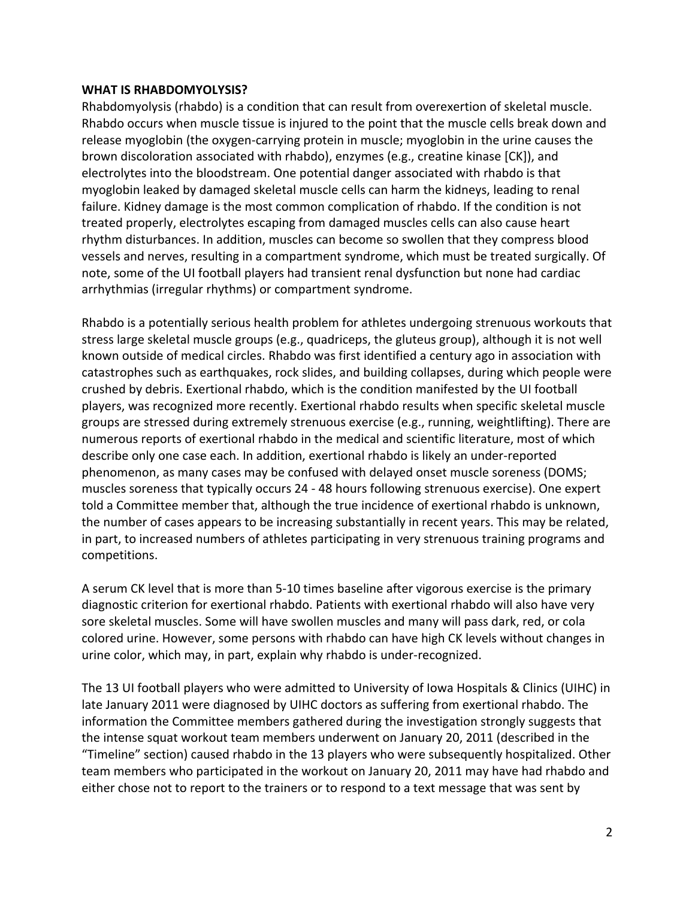**WHAT IS RHABDOMYOLYSIS?**

Rhabdomyolysis (rhabdo) is a condition that can result from overexertion of skeletal muscle. Rhabdo occurs when muscle tissue is injured to the point that the muscle cells break down and release myoglobin (the oxygen-carrying protein in muscle; myoglobin in the urine causes the brown discoloration associated with rhabdo), enzymes (e.g., creatine kinase [CK]), and electrolytes into the bloodstream. One potential danger associated with rhabdo is that myoglobin leaked by damaged skeletal muscle cells can harm the kidneys, leading to renal failure. Kidney damage is the most common complication of rhabdo. If the condition is not treated properly, electrolytes escaping from damaged muscles cells can also cause heart rhythm disturbances. In addition, muscles can become so swollen that they compress blood vessels and nerves, resulting in a compartment syndrome, which must be treated surgically. Of note, some of the UI football players had transient renal dysfunction but none had cardiac arrhythmias (irregular rhythms) or compartment syndrome.

Rhabdo is a potentially serious health problem for athletes undergoing strenuous workouts that stress large skeletal muscle groups (e.g., quadriceps, the gluteus group), although it is not well known outside of medical circles. Rhabdo was first identified a century ago in association with catastrophes such as earthquakes, rock slides, and building collapses, during which people were crushed by debris. Exertional rhabdo, which is the condition manifested by the UI football players, was recognized more recently. Exertional rhabdo results when specific skeletal muscle groups are stressed during extremely strenuous exercise (e.g., running, weightlifting). There are numerous reports of exertional rhabdo in the medical and scientific literature, most of which describe only one case each. In addition, exertional rhabdo is likely an under-reported phenomenon, as many cases may be confused with delayed onset muscle soreness (DOMS; muscles soreness that typically occurs 24 - 48 hours following strenuous exercise). One expert told a Committee member that, although the true incidence of exertional rhabdo is unknown, the number of cases appears to be increasing substantially in recent years. This may be related, in part, to increased numbers of athletes participating in very strenuous training programs and competitions.

A serum CK level that is more than 5-10 times baseline after vigorous exercise is the primary diagnostic criterion for exertional rhabdo. Patients with exertional rhabdo will also have very sore skeletal muscles. Some will have swollen muscles and many will pass dark, red, or cola colored urine. However, some persons with rhabdo can have high CK levels without changes in urine color, which may, in part, explain why rhabdo is under-recognized.

The 13 UI football players who were admitted to University of Iowa Hospitals & Clinics (UIHC) in late January 2011 were diagnosed by UIHC doctors as suffering from exertional rhabdo. The information the Committee members gathered during the investigation strongly suggests that the intense squat workout team members underwent on January 20, 2011 (described in the "Timeline" section) caused rhabdo in the 13 players who were subsequently hospitalized. Other team members who participated in the workout on January 20, 2011 may have had rhabdo and either chose not to report to the trainers or to respond to a text message that was sent by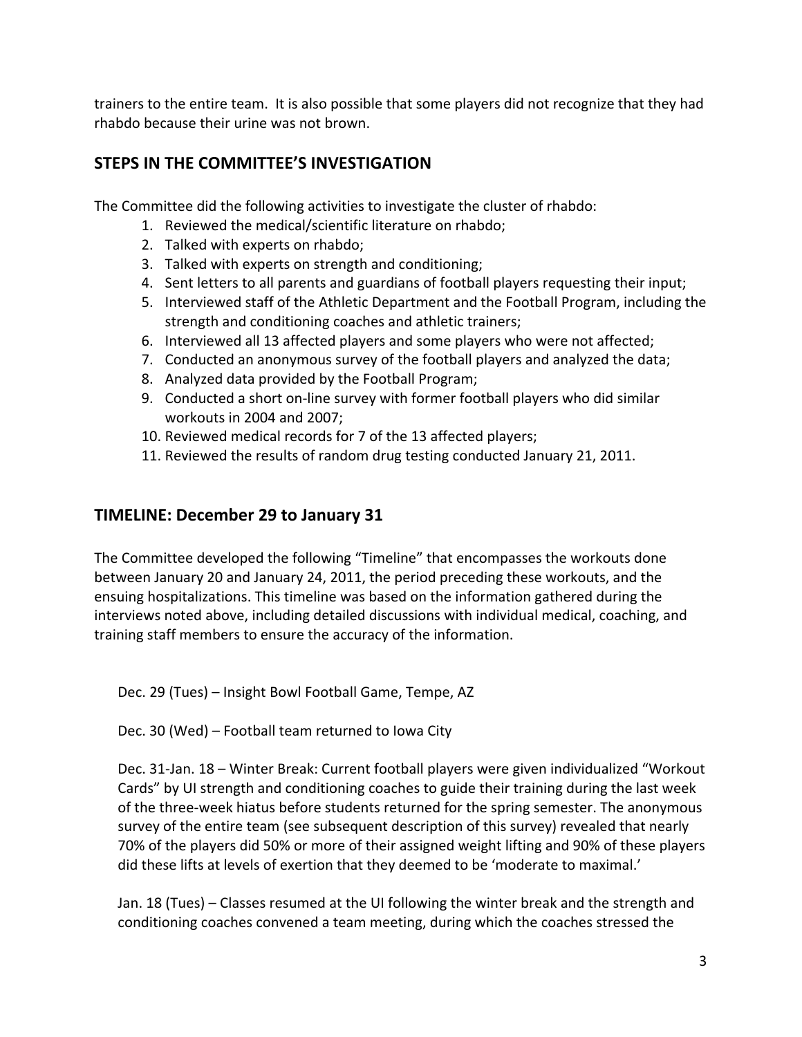trainers to the entire team. It is also possible that some players did not recognize that they had rhabdo because their urine was not brown.

## STEPS IN THE COMMITTEE'S INVESTIGATION

The Committee did the following activities to investigate the cluster of rhabdo:

1. Reviewed the medical/scientific literature on rhabdo;
2. Talked with experts on rhabdo;
3. Talked with experts on strength and conditioning;
4. Sent letters to all parents and guardians of football players requesting their input;
5. Interviewed staff of the Athletic Department and the Football Program, including the strength and conditioning coaches and athletic trainers;
6. Interviewed all 13 affected players and some players who were not affected;
7. Conducted an anonymous survey of the football players and analyzed the data;
8. Analyzed data provided by the Football Program;
9. Conducted a short on-line survey with former football players who did similar workouts in 2004 and 2007;
10. Reviewed medical records for 7 of the 13 affected players;
11. Reviewed the results of random drug testing conducted January 21, 2011.

## TIMELINE: December 29 to January 31

The Committee developed the following "Timeline" that encompasses the workouts done between January 20 and January 24, 2011, the period preceding these workouts, and the ensuing hospitalizations. This timeline was based on the information gathered during the interviews noted above, including detailed discussions with individual medical, coaching, and training staff members to ensure the accuracy of the information.

Dec. 29 (Tues) – Insight Bowl Football Game, Tempe, AZ

Dec. 30 (Wed) – Football team returned to Iowa City

Dec. 31-Jan. 18 – Winter Break: Current football players were given individualized "Workout Cards" by UI strength and conditioning coaches to guide their training during the last week of the three-week hiatus before students returned for the spring semester. The anonymous survey of the entire team (see subsequent description of this survey) revealed that nearly 70% of the players did 50% or more of their assigned weight lifting and 90% of these players did these lifts at levels of exertion that they deemed to be 'moderate to maximal.'

Jan. 18 (Tues) – Classes resumed at the UI following the winter break and the strength and conditioning coaches convened a team meeting, during which the coaches stressed the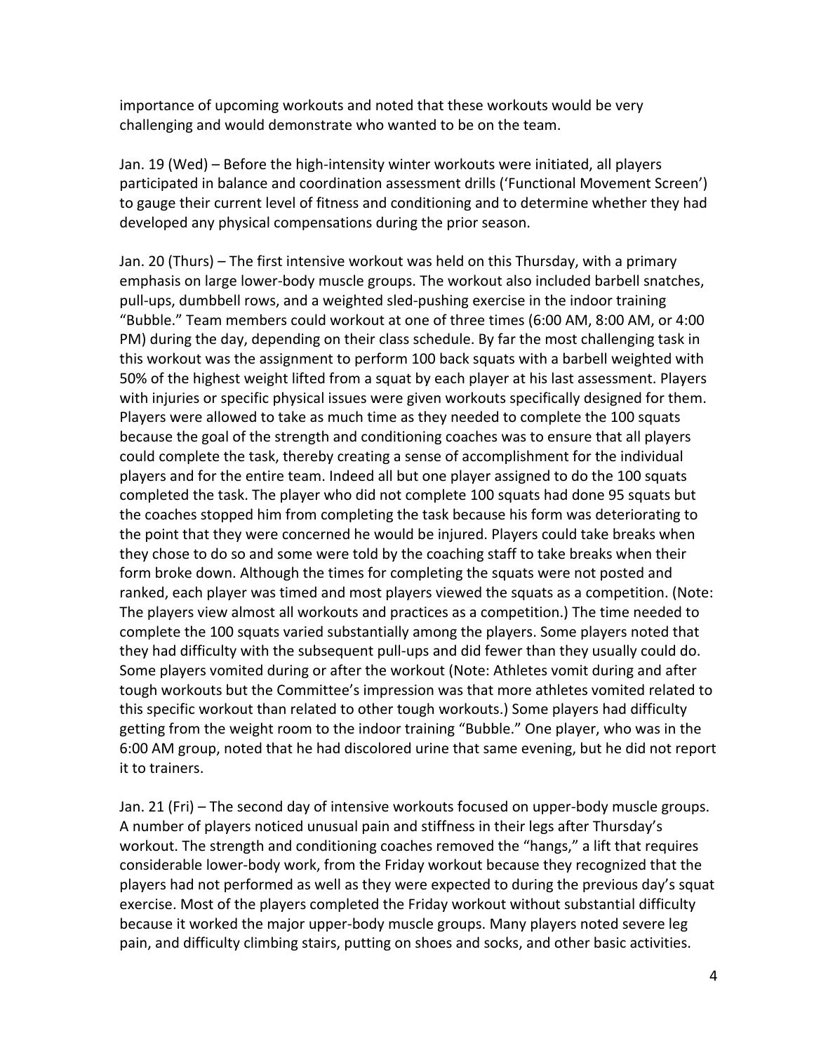importance of upcoming workouts and noted that these workouts would be very challenging and would demonstrate who wanted to be on the team.

Jan. 19 (Wed) – Before the high-intensity winter workouts were initiated, all players participated in balance and coordination assessment drills ('Functional Movement Screen') to gauge their current level of fitness and conditioning and to determine whether they had developed any physical compensations during the prior season.

Jan. 20 (Thurs) – The first intensive workout was held on this Thursday, with a primary emphasis on large lower-body muscle groups. The workout also included barbell snatches, pull-ups, dumbbell rows, and a weighted sled-pushing exercise in the indoor training "Bubble." Team members could workout at one of three times (6:00 AM, 8:00 AM, or 4:00 PM) during the day, depending on their class schedule. By far the most challenging task in this workout was the assignment to perform 100 back squats with a barbell weighted with 50% of the highest weight lifted from a squat by each player at his last assessment. Players with injuries or specific physical issues were given workouts specifically designed for them. Players were allowed to take as much time as they needed to complete the 100 squats because the goal of the strength and conditioning coaches was to ensure that all players could complete the task, thereby creating a sense of accomplishment for the individual players and for the entire team. Indeed all but one player assigned to do the 100 squats completed the task. The player who did not complete 100 squats had done 95 squats but the coaches stopped him from completing the task because his form was deteriorating to the point that they were concerned he would be injured. Players could take breaks when they chose to do so and some were told by the coaching staff to take breaks when their form broke down. Although the times for completing the squats were not posted and ranked, each player was timed and most players viewed the squats as a competition. (Note: The players view almost all workouts and practices as a competition.) The time needed to complete the 100 squats varied substantially among the players. Some players noted that they had difficulty with the subsequent pull-ups and did fewer than they usually could do. Some players vomited during or after the workout (Note: Athletes vomit during and after tough workouts but the Committee's impression was that more athletes vomited related to this specific workout than related to other tough workouts.) Some players had difficulty getting from the weight room to the indoor training "Bubble." One player, who was in the 6:00 AM group, noted that he had discolored urine that same evening, but he did not report it to trainers.

Jan. 21 (Fri) – The second day of intensive workouts focused on upper-body muscle groups. A number of players noticed unusual pain and stiffness in their legs after Thursday's workout. The strength and conditioning coaches removed the "hangs," a lift that requires considerable lower-body work, from the Friday workout because they recognized that the players had not performed as well as they were expected to during the previous day's squat exercise. Most of the players completed the Friday workout without substantial difficulty because it worked the major upper-body muscle groups. Many players noted severe leg pain, and difficulty climbing stairs, putting on shoes and socks, and other basic activities.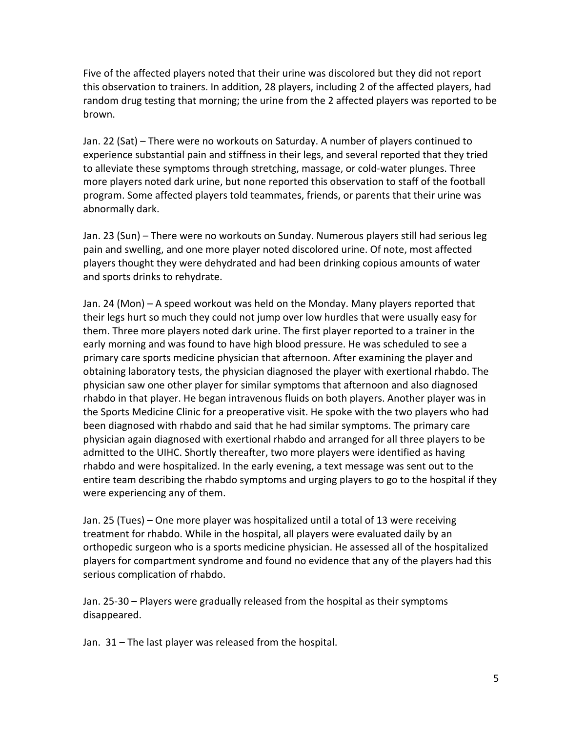Five of the affected players noted that their urine was discolored but they did not report this observation to trainers. In addition, 28 players, including 2 of the affected players, had random drug testing that morning; the urine from the 2 affected players was reported to be brown.

Jan. 22 (Sat) – There were no workouts on Saturday. A number of players continued to experience substantial pain and stiffness in their legs, and several reported that they tried to alleviate these symptoms through stretching, massage, or cold-water plunges. Three more players noted dark urine, but none reported this observation to staff of the football program. Some affected players told teammates, friends, or parents that their urine was abnormally dark.

Jan. 23 (Sun) – There were no workouts on Sunday. Numerous players still had serious leg pain and swelling, and one more player noted discolored urine. Of note, most affected players thought they were dehydrated and had been drinking copious amounts of water and sports drinks to rehydrate.

Jan. 24 (Mon) – A speed workout was held on the Monday. Many players reported that their legs hurt so much they could not jump over low hurdles that were usually easy for them. Three more players noted dark urine. The first player reported to a trainer in the early morning and was found to have high blood pressure. He was scheduled to see a primary care sports medicine physician that afternoon. After examining the player and obtaining laboratory tests, the physician diagnosed the player with exertional rhabdo. The physician saw one other player for similar symptoms that afternoon and also diagnosed rhabdo in that player. He began intravenous fluids on both players. Another player was in the Sports Medicine Clinic for a preoperative visit. He spoke with the two players who had been diagnosed with rhabdo and said that he had similar symptoms. The primary care physician again diagnosed with exertional rhabdo and arranged for all three players to be admitted to the UIHC. Shortly thereafter, two more players were identified as having rhabdo and were hospitalized. In the early evening, a text message was sent out to the entire team describing the rhabdo symptoms and urging players to go to the hospital if they were experiencing any of them.

Jan. 25 (Tues) – One more player was hospitalized until a total of 13 were receiving treatment for rhabdo. While in the hospital, all players were evaluated daily by an orthopedic surgeon who is a sports medicine physician. He assessed all of the hospitalized players for compartment syndrome and found no evidence that any of the players had this serious complication of rhabdo.

Jan. 25-30 – Players were gradually released from the hospital as their symptoms disappeared.

Jan. 31 – The last player was released from the hospital.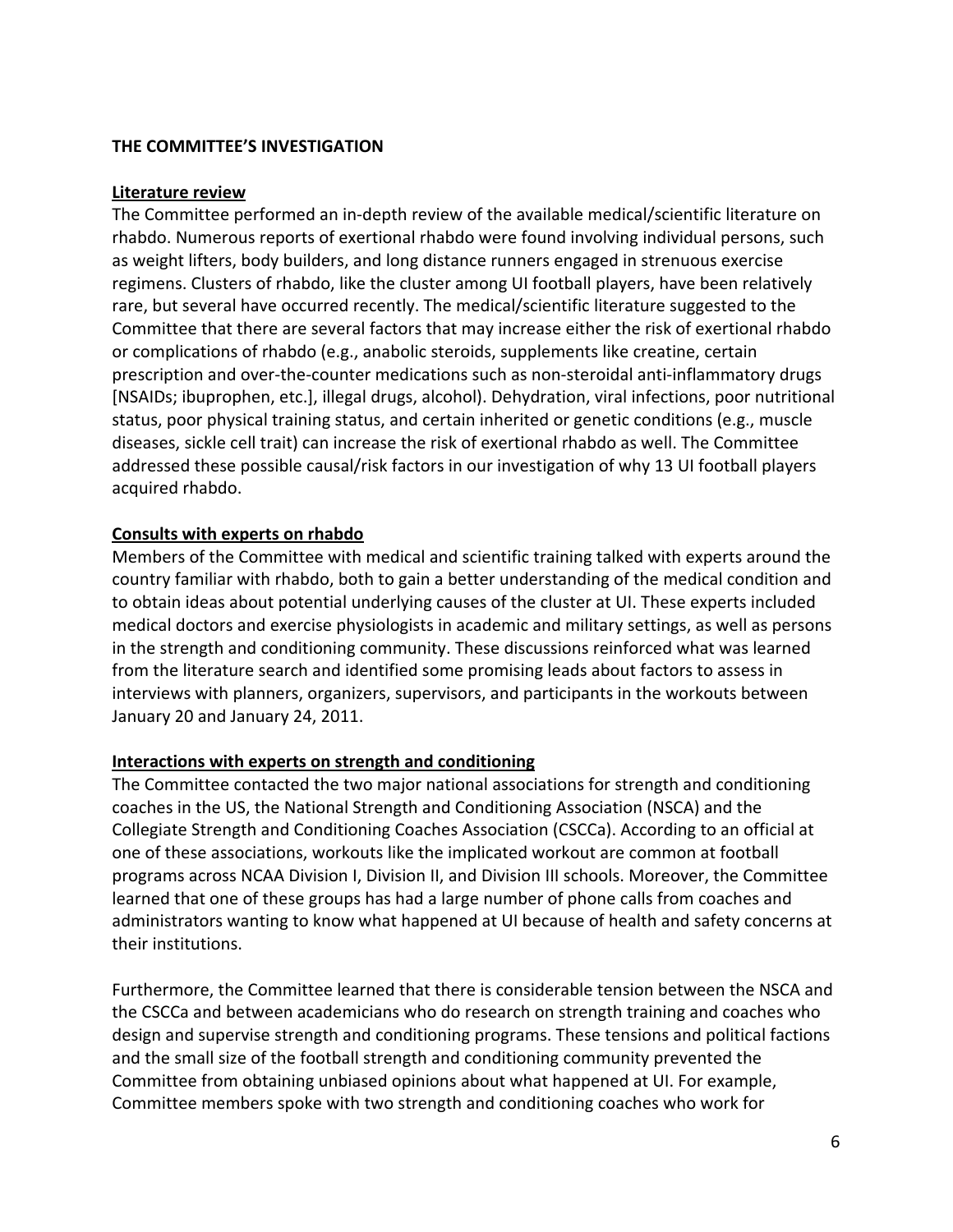## THE COMMITTEE'S INVESTIGATION

### Literature review

The Committee performed an in-depth review of the available medical/scientific literature on rhabdo. Numerous reports of exertional rhabdo were found involving individual persons, such as weight lifters, body builders, and long distance runners engaged in strenuous exercise regimens. Clusters of rhabdo, like the cluster among UI football players, have been relatively rare, but several have occurred recently. The medical/scientific literature suggested to the Committee that there are several factors that may increase either the risk of exertional rhabdo or complications of rhabdo (e.g., anabolic steroids, supplements like creatine, certain prescription and over-the-counter medications such as non-steroidal anti-inflammatory drugs [NSAIDs; ibuprophen, etc.], illegal drugs, alcohol). Dehydration, viral infections, poor nutritional status, poor physical training status, and certain inherited or genetic conditions (e.g., muscle diseases, sickle cell trait) can increase the risk of exertional rhabdo as well. The Committee addressed these possible causal/risk factors in our investigation of why 13 UI football players acquired rhabdo.

### Consults with experts on rhabdo

Members of the Committee with medical and scientific training talked with experts around the country familiar with rhabdo, both to gain a better understanding of the medical condition and to obtain ideas about potential underlying causes of the cluster at UI. These experts included medical doctors and exercise physiologists in academic and military settings, as well as persons in the strength and conditioning community. These discussions reinforced what was learned from the literature search and identified some promising leads about factors to assess in interviews with planners, organizers, supervisors, and participants in the workouts between January 20 and January 24, 2011.

### Interactions with experts on strength and conditioning

The Committee contacted the two major national associations for strength and conditioning coaches in the US, the National Strength and Conditioning Association (NSCA) and the Collegiate Strength and Conditioning Coaches Association (CSCCa). According to an official at one of these associations, workouts like the implicated workout are common at football programs across NCAA Division I, Division II, and Division III schools. Moreover, the Committee learned that one of these groups has had a large number of phone calls from coaches and administrators wanting to know what happened at UI because of health and safety concerns at their institutions.

Furthermore, the Committee learned that there is considerable tension between the NSCA and the CSCCa and between academicians who do research on strength training and coaches who design and supervise strength and conditioning programs. These tensions and political factions and the small size of the football strength and conditioning community prevented the Committee from obtaining unbiased opinions about what happened at UI. For example, Committee members spoke with two strength and conditioning coaches who work for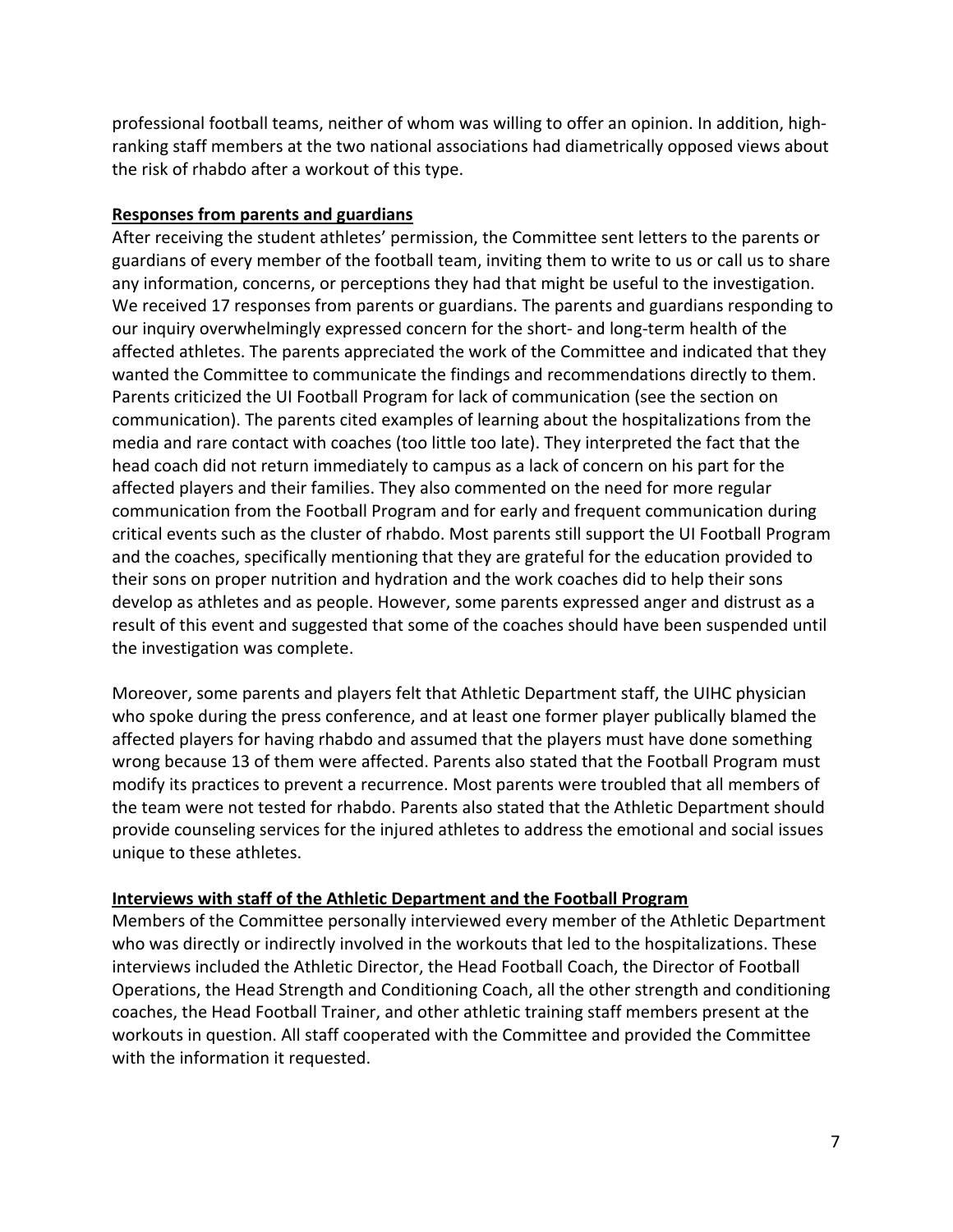professional football teams, neither of whom was willing to offer an opinion. In addition, high-ranking staff members at the two national associations had diametrically opposed views about the risk of rhabdo after a workout of this type.

**Responses from parents and guardians**

After receiving the student athletes' permission, the Committee sent letters to the parents or guardians of every member of the football team, inviting them to write to us or call us to share any information, concerns, or perceptions they had that might be useful to the investigation. We received 17 responses from parents or guardians. The parents and guardians responding to our inquiry overwhelmingly expressed concern for the short- and long-term health of the affected athletes. The parents appreciated the work of the Committee and indicated that they wanted the Committee to communicate the findings and recommendations directly to them. Parents criticized the UI Football Program for lack of communication (see the section on communication). The parents cited examples of learning about the hospitalizations from the media and rare contact with coaches (too little too late). They interpreted the fact that the head coach did not return immediately to campus as a lack of concern on his part for the affected players and their families. They also commented on the need for more regular communication from the Football Program and for early and frequent communication during critical events such as the cluster of rhabdo. Most parents still support the UI Football Program and the coaches, specifically mentioning that they are grateful for the education provided to their sons on proper nutrition and hydration and the work coaches did to help their sons develop as athletes and as people. However, some parents expressed anger and distrust as a result of this event and suggested that some of the coaches should have been suspended until the investigation was complete.

Moreover, some parents and players felt that Athletic Department staff, the UIHC physician who spoke during the press conference, and at least one former player publically blamed the affected players for having rhabdo and assumed that the players must have done something wrong because 13 of them were affected. Parents also stated that the Football Program must modify its practices to prevent a recurrence. Most parents were troubled that all members of the team were not tested for rhabdo. Parents also stated that the Athletic Department should provide counseling services for the injured athletes to address the emotional and social issues unique to these athletes.

**Interviews with staff of the Athletic Department and the Football Program**

Members of the Committee personally interviewed every member of the Athletic Department who was directly or indirectly involved in the workouts that led to the hospitalizations. These interviews included the Athletic Director, the Head Football Coach, the Director of Football Operations, the Head Strength and Conditioning Coach, all the other strength and conditioning coaches, the Head Football Trainer, and other athletic training staff members present at the workouts in question. All staff cooperated with the Committee and provided the Committee with the information it requested.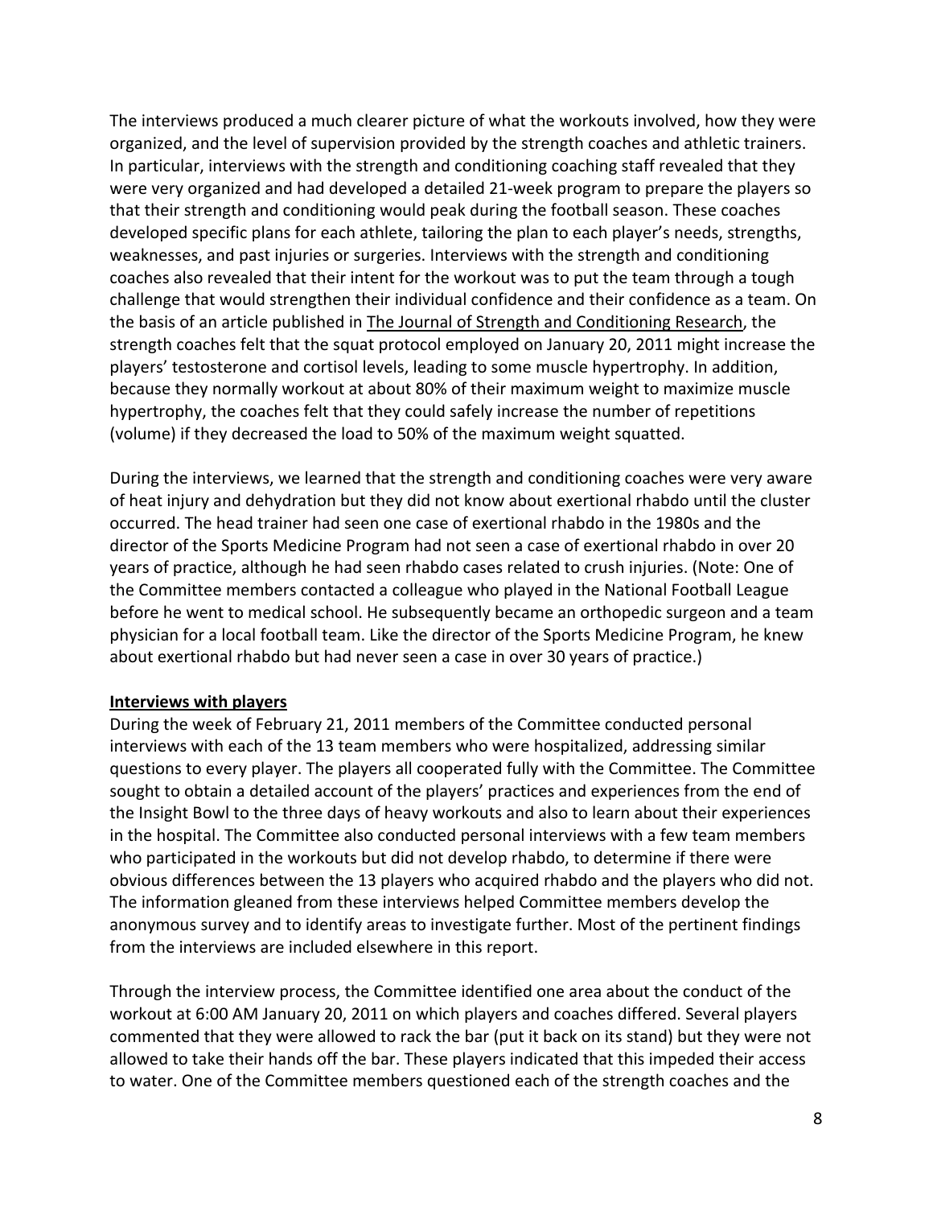The interviews produced a much clearer picture of what the workouts involved, how they were organized, and the level of supervision provided by the strength coaches and athletic trainers. In particular, interviews with the strength and conditioning coaching staff revealed that they were very organized and had developed a detailed 21-week program to prepare the players so that their strength and conditioning would peak during the football season. These coaches developed specific plans for each athlete, tailoring the plan to each player's needs, strengths, weaknesses, and past injuries or surgeries. Interviews with the strength and conditioning coaches also revealed that their intent for the workout was to put the team through a tough challenge that would strengthen their individual confidence and their confidence as a team. On the basis of an article published in <u>The Journal of Strength and Conditioning Research</u>, the strength coaches felt that the squat protocol employed on January 20, 2011 might increase the players' testosterone and cortisol levels, leading to some muscle hypertrophy. In addition, because they normally workout at about 80% of their maximum weight to maximize muscle hypertrophy, the coaches felt that they could safely increase the number of repetitions (volume) if they decreased the load to 50% of the maximum weight squatted.

During the interviews, we learned that the strength and conditioning coaches were very aware of heat injury and dehydration but they did not know about exertional rhabdo until the cluster occurred. The head trainer had seen one case of exertional rhabdo in the 1980s and the director of the Sports Medicine Program had not seen a case of exertional rhabdo in over 20 years of practice, although he had seen rhabdo cases related to crush injuries. (Note: One of the Committee members contacted a colleague who played in the National Football League before he went to medical school. He subsequently became an orthopedic surgeon and a team physician for a local football team. Like the director of the Sports Medicine Program, he knew about exertional rhabdo but had never seen a case in over 30 years of practice.)

**<u>Interviews with players</u>**

During the week of February 21, 2011 members of the Committee conducted personal interviews with each of the 13 team members who were hospitalized, addressing similar questions to every player. The players all cooperated fully with the Committee. The Committee sought to obtain a detailed account of the players' practices and experiences from the end of the Insight Bowl to the three days of heavy workouts and also to learn about their experiences in the hospital. The Committee also conducted personal interviews with a few team members who participated in the workouts but did not develop rhabdo, to determine if there were obvious differences between the 13 players who acquired rhabdo and the players who did not. The information gleaned from these interviews helped Committee members develop the anonymous survey and to identify areas to investigate further. Most of the pertinent findings from the interviews are included elsewhere in this report.

Through the interview process, the Committee identified one area about the conduct of the workout at 6:00 AM January 20, 2011 on which players and coaches differed. Several players commented that they were allowed to rack the bar (put it back on its stand) but they were not allowed to take their hands off the bar. These players indicated that this impeded their access to water. One of the Committee members questioned each of the strength coaches and the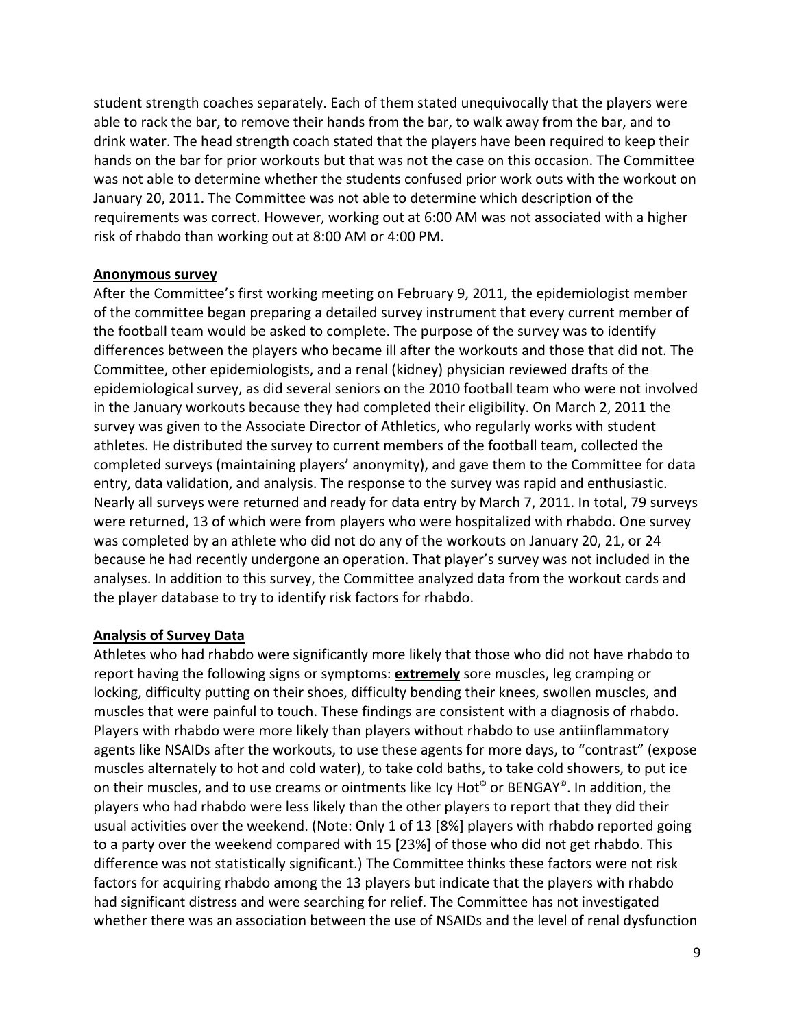student strength coaches separately. Each of them stated unequivocally that the players were able to rack the bar, to remove their hands from the bar, to walk away from the bar, and to drink water. The head strength coach stated that the players have been required to keep their hands on the bar for prior workouts but that was not the case on this occasion. The Committee was not able to determine whether the students confused prior work outs with the workout on January 20, 2011. The Committee was not able to determine which description of the requirements was correct. However, working out at 6:00 AM was not associated with a higher risk of rhabdo than working out at 8:00 AM or 4:00 PM.

**Anonymous survey**

After the Committee's first working meeting on February 9, 2011, the epidemiologist member of the committee began preparing a detailed survey instrument that every current member of the football team would be asked to complete. The purpose of the survey was to identify differences between the players who became ill after the workouts and those that did not. The Committee, other epidemiologists, and a renal (kidney) physician reviewed drafts of the epidemiological survey, as did several seniors on the 2010 football team who were not involved in the January workouts because they had completed their eligibility. On March 2, 2011 the survey was given to the Associate Director of Athletics, who regularly works with student athletes. He distributed the survey to current members of the football team, collected the completed surveys (maintaining players' anonymity), and gave them to the Committee for data entry, data validation, and analysis. The response to the survey was rapid and enthusiastic. Nearly all surveys were returned and ready for data entry by March 7, 2011. In total, 79 surveys were returned, 13 of which were from players who were hospitalized with rhabdo. One survey was completed by an athlete who did not do any of the workouts on January 20, 21, or 24 because he had recently undergone an operation. That player's survey was not included in the analyses. In addition to this survey, the Committee analyzed data from the workout cards and the player database to try to identify risk factors for rhabdo.

**Analysis of Survey Data**

Athletes who had rhabdo were significantly more likely that those who did not have rhabdo to report having the following signs or symptoms: **extremely** sore muscles, leg cramping or locking, difficulty putting on their shoes, difficulty bending their knees, swollen muscles, and muscles that were painful to touch. These findings are consistent with a diagnosis of rhabdo. Players with rhabdo were more likely than players without rhabdo to use antiinflammatory agents like NSAIDs after the workouts, to use these agents for more days, to "contrast" (expose muscles alternately to hot and cold water), to take cold baths, to take cold showers, to put ice on their muscles, and to use creams or ointments like Icy Hot© or BENGAY©. In addition, the players who had rhabdo were less likely than the other players to report that they did their usual activities over the weekend. (Note: Only 1 of 13 [8%] players with rhabdo reported going to a party over the weekend compared with 15 [23%] of those who did not get rhabdo. This difference was not statistically significant.) The Committee thinks these factors were not risk factors for acquiring rhabdo among the 13 players but indicate that the players with rhabdo had significant distress and were searching for relief. The Committee has not investigated whether there was an association between the use of NSAIDs and the level of renal dysfunction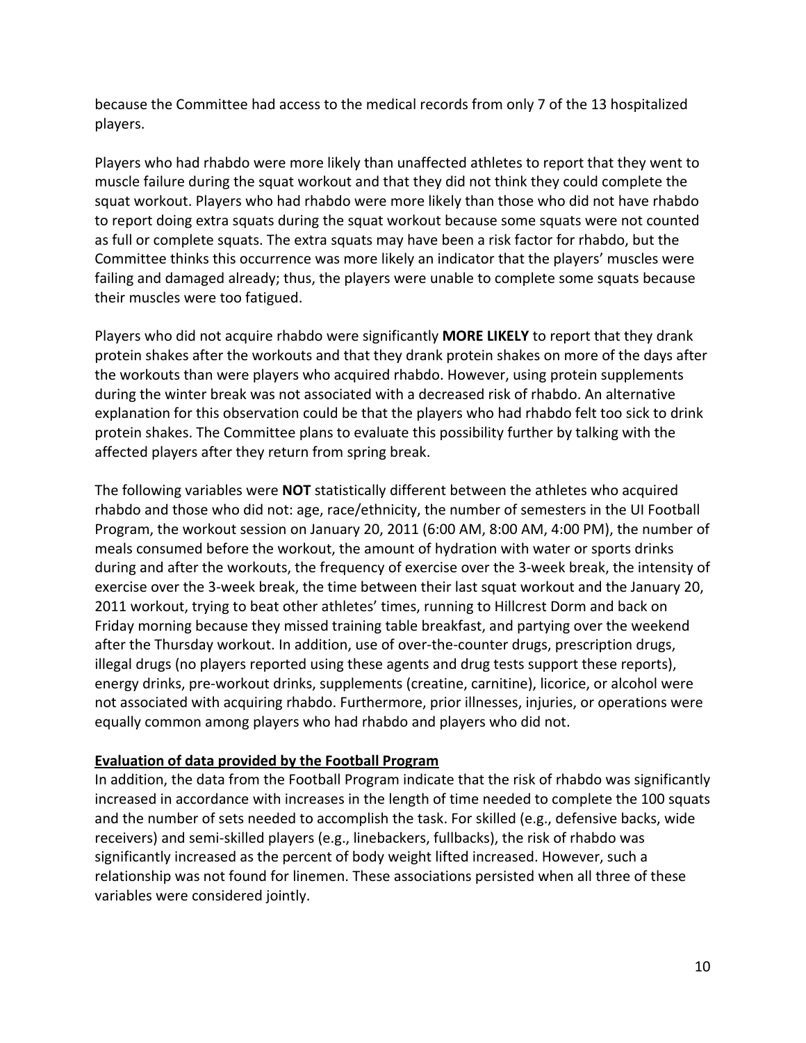because the Committee had access to the medical records from only 7 of the 13 hospitalized players.

Players who had rhabdo were more likely than unaffected athletes to report that they went to muscle failure during the squat workout and that they did not think they could complete the squat workout. Players who had rhabdo were more likely than those who did not have rhabdo to report doing extra squats during the squat workout because some squats were not counted as full or complete squats. The extra squats may have been a risk factor for rhabdo, but the Committee thinks this occurrence was more likely an indicator that the players' muscles were failing and damaged already; thus, the players were unable to complete some squats because their muscles were too fatigued.

Players who did not acquire rhabdo were significantly **MORE LIKELY** to report that they drank protein shakes after the workouts and that they drank protein shakes on more of the days after the workouts than were players who acquired rhabdo. However, using protein supplements during the winter break was not associated with a decreased risk of rhabdo. An alternative explanation for this observation could be that the players who had rhabdo felt too sick to drink protein shakes. The Committee plans to evaluate this possibility further by talking with the affected players after they return from spring break.

The following variables were **NOT** statistically different between the athletes who acquired rhabdo and those who did not: age, race/ethnicity, the number of semesters in the UI Football Program, the workout session on January 20, 2011 (6:00 AM, 8:00 AM, 4:00 PM), the number of meals consumed before the workout, the amount of hydration with water or sports drinks during and after the workouts, the frequency of exercise over the 3-week break, the intensity of exercise over the 3-week break, the time between their last squat workout and the January 20, 2011 workout, trying to beat other athletes' times, running to Hillcrest Dorm and back on Friday morning because they missed training table breakfast, and partying over the weekend after the Thursday workout. In addition, use of over-the-counter drugs, prescription drugs, illegal drugs (no players reported using these agents and drug tests support these reports), energy drinks, pre-workout drinks, supplements (creatine, carnitine), licorice, or alcohol were not associated with acquiring rhabdo. Furthermore, prior illnesses, injuries, or operations were equally common among players who had rhabdo and players who did not.

**Evaluation of data provided by the Football Program**

In addition, the data from the Football Program indicate that the risk of rhabdo was significantly increased in accordance with increases in the length of time needed to complete the 100 squats and the number of sets needed to accomplish the task. For skilled (e.g., defensive backs, wide receivers) and semi-skilled players (e.g., linebackers, fullbacks), the risk of rhabdo was significantly increased as the percent of body weight lifted increased. However, such a relationship was not found for linemen. These associations persisted when all three of these variables were considered jointly.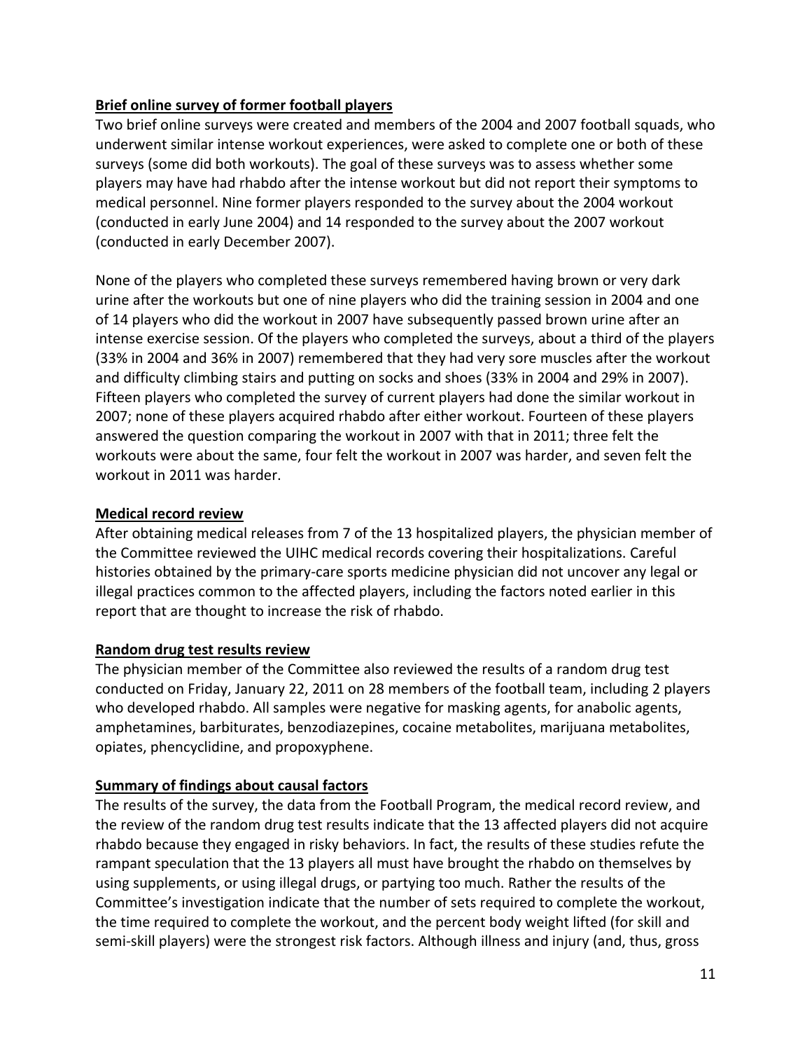**Brief online survey of former football players**

Two brief online surveys were created and members of the 2004 and 2007 football squads, who underwent similar intense workout experiences, were asked to complete one or both of these surveys (some did both workouts). The goal of these surveys was to assess whether some players may have had rhabdo after the intense workout but did not report their symptoms to medical personnel. Nine former players responded to the survey about the 2004 workout (conducted in early June 2004) and 14 responded to the survey about the 2007 workout (conducted in early December 2007).

None of the players who completed these surveys remembered having brown or very dark urine after the workouts but one of nine players who did the training session in 2004 and one of 14 players who did the workout in 2007 have subsequently passed brown urine after an intense exercise session. Of the players who completed the surveys, about a third of the players (33% in 2004 and 36% in 2007) remembered that they had very sore muscles after the workout and difficulty climbing stairs and putting on socks and shoes (33% in 2004 and 29% in 2007). Fifteen players who completed the survey of current players had done the similar workout in 2007; none of these players acquired rhabdo after either workout. Fourteen of these players answered the question comparing the workout in 2007 with that in 2011; three felt the workouts were about the same, four felt the workout in 2007 was harder, and seven felt the workout in 2011 was harder.

**Medical record review**

After obtaining medical releases from 7 of the 13 hospitalized players, the physician member of the Committee reviewed the UIHC medical records covering their hospitalizations. Careful histories obtained by the primary-care sports medicine physician did not uncover any legal or illegal practices common to the affected players, including the factors noted earlier in this report that are thought to increase the risk of rhabdo.

**Random drug test results review**

The physician member of the Committee also reviewed the results of a random drug test conducted on Friday, January 22, 2011 on 28 members of the football team, including 2 players who developed rhabdo. All samples were negative for masking agents, for anabolic agents, amphetamines, barbiturates, benzodiazepines, cocaine metabolites, marijuana metabolites, opiates, phencyclidine, and propoxyphene.

**Summary of findings about causal factors**

The results of the survey, the data from the Football Program, the medical record review, and the review of the random drug test results indicate that the 13 affected players did not acquire rhabdo because they engaged in risky behaviors. In fact, the results of these studies refute the rampant speculation that the 13 players all must have brought the rhabdo on themselves by using supplements, or using illegal drugs, or partying too much. Rather the results of the Committee's investigation indicate that the number of sets required to complete the workout, the time required to complete the workout, and the percent body weight lifted (for skill and semi-skill players) were the strongest risk factors. Although illness and injury (and, thus, gross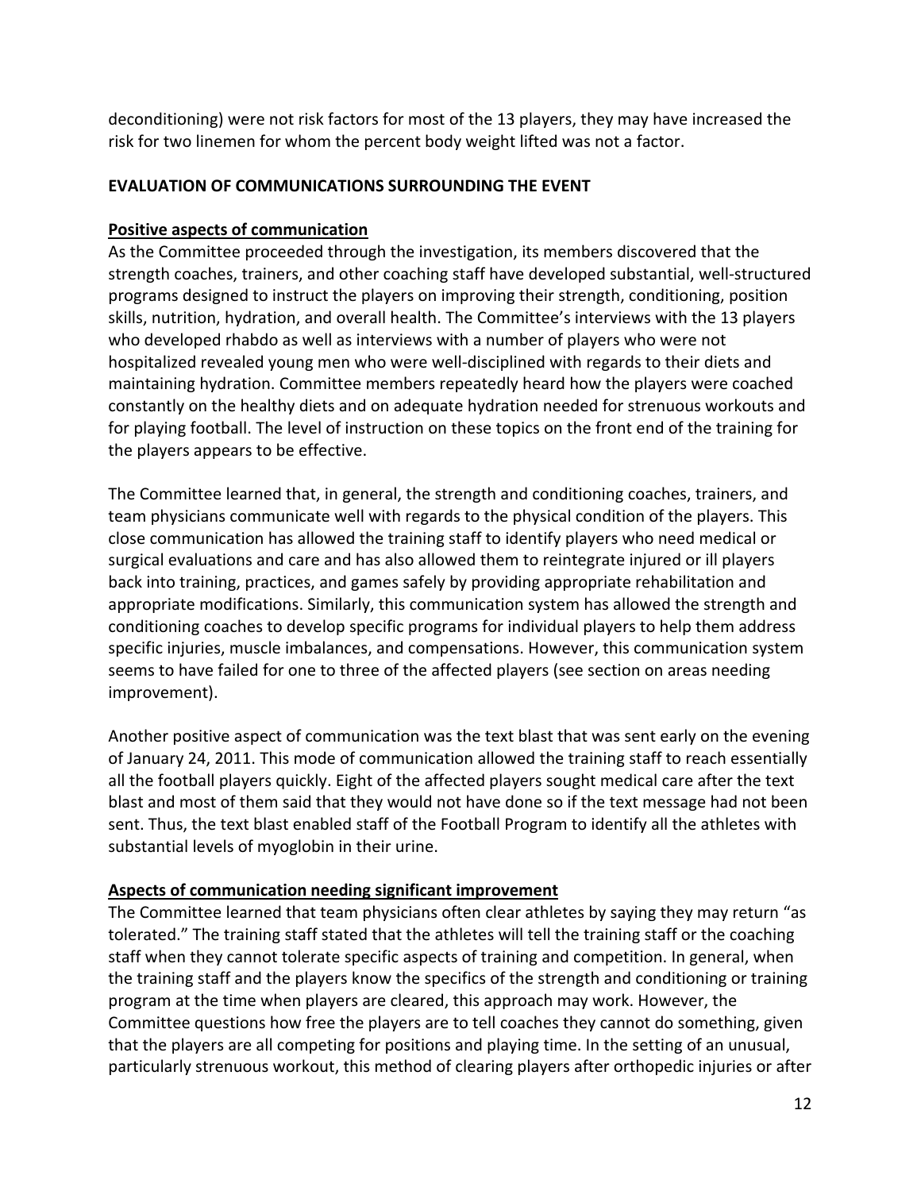deconditioning) were not risk factors for most of the 13 players, they may have increased the risk for two linemen for whom the percent body weight lifted was not a factor.

## EVALUATION OF COMMUNICATIONS SURROUNDING THE EVENT

### Positive aspects of communication

As the Committee proceeded through the investigation, its members discovered that the strength coaches, trainers, and other coaching staff have developed substantial, well-structured programs designed to instruct the players on improving their strength, conditioning, position skills, nutrition, hydration, and overall health. The Committee's interviews with the 13 players who developed rhabdo as well as interviews with a number of players who were not hospitalized revealed young men who were well-disciplined with regards to their diets and maintaining hydration. Committee members repeatedly heard how the players were coached constantly on the healthy diets and on adequate hydration needed for strenuous workouts and for playing football. The level of instruction on these topics on the front end of the training for the players appears to be effective.

The Committee learned that, in general, the strength and conditioning coaches, trainers, and team physicians communicate well with regards to the physical condition of the players. This close communication has allowed the training staff to identify players who need medical or surgical evaluations and care and has also allowed them to reintegrate injured or ill players back into training, practices, and games safely by providing appropriate rehabilitation and appropriate modifications. Similarly, this communication system has allowed the strength and conditioning coaches to develop specific programs for individual players to help them address specific injuries, muscle imbalances, and compensations. However, this communication system seems to have failed for one to three of the affected players (see section on areas needing improvement).

Another positive aspect of communication was the text blast that was sent early on the evening of January 24, 2011. This mode of communication allowed the training staff to reach essentially all the football players quickly. Eight of the affected players sought medical care after the text blast and most of them said that they would not have done so if the text message had not been sent. Thus, the text blast enabled staff of the Football Program to identify all the athletes with substantial levels of myoglobin in their urine.

### Aspects of communication needing significant improvement

The Committee learned that team physicians often clear athletes by saying they may return "as tolerated." The training staff stated that the athletes will tell the training staff or the coaching staff when they cannot tolerate specific aspects of training and competition. In general, when the training staff and the players know the specifics of the strength and conditioning or training program at the time when players are cleared, this approach may work. However, the Committee questions how free the players are to tell coaches they cannot do something, given that the players are all competing for positions and playing time. In the setting of an unusual, particularly strenuous workout, this method of clearing players after orthopedic injuries or after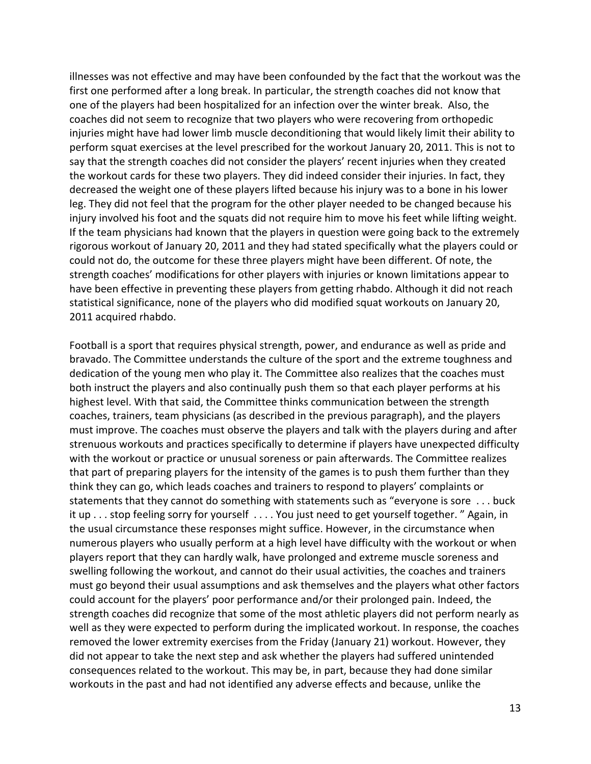illnesses was not effective and may have been confounded by the fact that the workout was the first one performed after a long break. In particular, the strength coaches did not know that one of the players had been hospitalized for an infection over the winter break. Also, the coaches did not seem to recognize that two players who were recovering from orthopedic injuries might have had lower limb muscle deconditioning that would likely limit their ability to perform squat exercises at the level prescribed for the workout January 20, 2011. This is not to say that the strength coaches did not consider the players' recent injuries when they created the workout cards for these two players. They did indeed consider their injuries. In fact, they decreased the weight one of these players lifted because his injury was to a bone in his lower leg. They did not feel that the program for the other player needed to be changed because his injury involved his foot and the squats did not require him to move his feet while lifting weight. If the team physicians had known that the players in question were going back to the extremely rigorous workout of January 20, 2011 and they had stated specifically what the players could or could not do, the outcome for these three players might have been different. Of note, the strength coaches' modifications for other players with injuries or known limitations appear to have been effective in preventing these players from getting rhabdo. Although it did not reach statistical significance, none of the players who did modified squat workouts on January 20, 2011 acquired rhabdo.

Football is a sport that requires physical strength, power, and endurance as well as pride and bravado. The Committee understands the culture of the sport and the extreme toughness and dedication of the young men who play it. The Committee also realizes that the coaches must both instruct the players and also continually push them so that each player performs at his highest level. With that said, the Committee thinks communication between the strength coaches, trainers, team physicians (as described in the previous paragraph), and the players must improve. The coaches must observe the players and talk with the players during and after strenuous workouts and practices specifically to determine if players have unexpected difficulty with the workout or practice or unusual soreness or pain afterwards. The Committee realizes that part of preparing players for the intensity of the games is to push them further than they think they can go, which leads coaches and trainers to respond to players' complaints or statements that they cannot do something with statements such as "everyone is sore . . . buck it up . . . stop feeling sorry for yourself . . . . You just need to get yourself together. " Again, in the usual circumstance these responses might suffice. However, in the circumstance when numerous players who usually perform at a high level have difficulty with the workout or when players report that they can hardly walk, have prolonged and extreme muscle soreness and swelling following the workout, and cannot do their usual activities, the coaches and trainers must go beyond their usual assumptions and ask themselves and the players what other factors could account for the players' poor performance and/or their prolonged pain. Indeed, the strength coaches did recognize that some of the most athletic players did not perform nearly as well as they were expected to perform during the implicated workout. In response, the coaches removed the lower extremity exercises from the Friday (January 21) workout. However, they did not appear to take the next step and ask whether the players had suffered unintended consequences related to the workout. This may be, in part, because they had done similar workouts in the past and had not identified any adverse effects and because, unlike the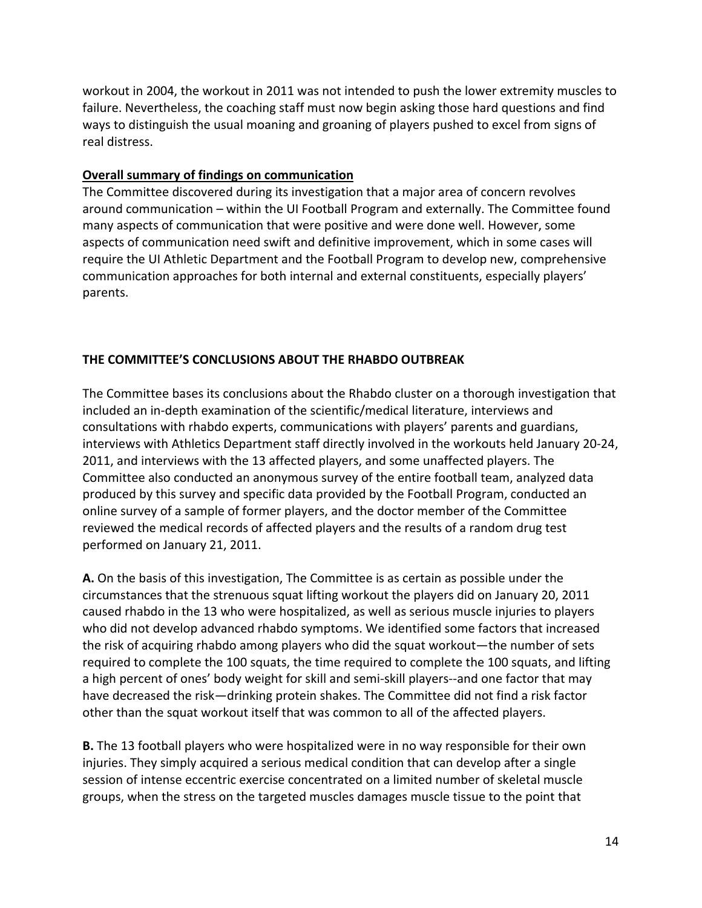workout in 2004, the workout in 2011 was not intended to push the lower extremity muscles to failure. Nevertheless, the coaching staff must now begin asking those hard questions and find ways to distinguish the usual moaning and groaning of players pushed to excel from signs of real distress.

**Overall summary of findings on communication**

The Committee discovered during its investigation that a major area of concern revolves around communication – within the UI Football Program and externally. The Committee found many aspects of communication that were positive and were done well. However, some aspects of communication need swift and definitive improvement, which in some cases will require the UI Athletic Department and the Football Program to develop new, comprehensive communication approaches for both internal and external constituents, especially players' parents.

## THE COMMITTEE'S CONCLUSIONS ABOUT THE RHABDO OUTBREAK

The Committee bases its conclusions about the Rhabdo cluster on a thorough investigation that included an in-depth examination of the scientific/medical literature, interviews and consultations with rhabdo experts, communications with players' parents and guardians, interviews with Athletics Department staff directly involved in the workouts held January 20-24, 2011, and interviews with the 13 affected players, and some unaffected players. The Committee also conducted an anonymous survey of the entire football team, analyzed data produced by this survey and specific data provided by the Football Program, conducted an online survey of a sample of former players, and the doctor member of the Committee reviewed the medical records of affected players and the results of a random drug test performed on January 21, 2011.

**A.** On the basis of this investigation, The Committee is as certain as possible under the circumstances that the strenuous squat lifting workout the players did on January 20, 2011 caused rhabdo in the 13 who were hospitalized, as well as serious muscle injuries to players who did not develop advanced rhabdo symptoms. We identified some factors that increased the risk of acquiring rhabdo among players who did the squat workout—the number of sets required to complete the 100 squats, the time required to complete the 100 squats, and lifting a high percent of ones' body weight for skill and semi-skill players--and one factor that may have decreased the risk—drinking protein shakes. The Committee did not find a risk factor other than the squat workout itself that was common to all of the affected players.

**B.** The 13 football players who were hospitalized were in no way responsible for their own injuries. They simply acquired a serious medical condition that can develop after a single session of intense eccentric exercise concentrated on a limited number of skeletal muscle groups, when the stress on the targeted muscles damages muscle tissue to the point that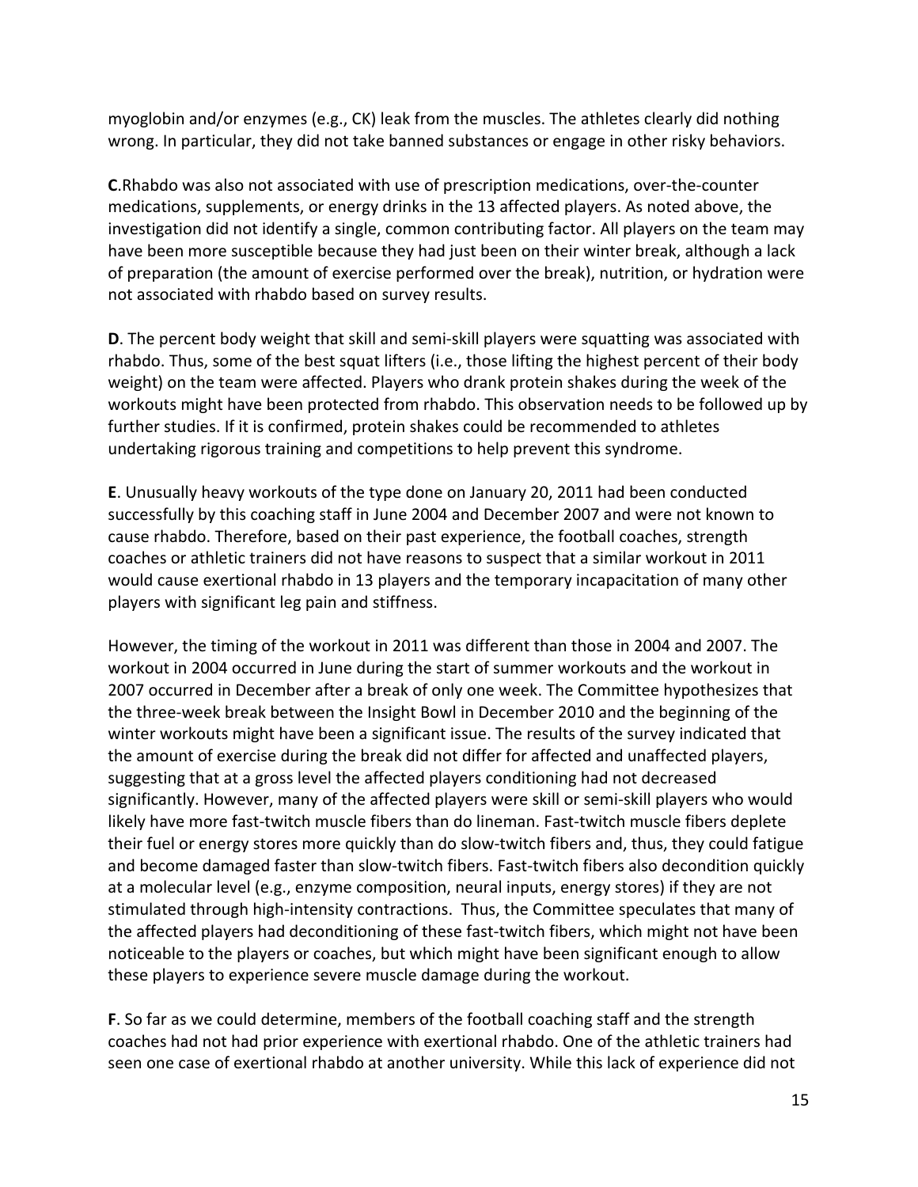myoglobin and/or enzymes (e.g., CK) leak from the muscles. The athletes clearly did nothing wrong. In particular, they did not take banned substances or engage in other risky behaviors.

**C**.Rhabdo was also not associated with use of prescription medications, over-the-counter medications, supplements, or energy drinks in the 13 affected players. As noted above, the investigation did not identify a single, common contributing factor. All players on the team may have been more susceptible because they had just been on their winter break, although a lack of preparation (the amount of exercise performed over the break), nutrition, or hydration were not associated with rhabdo based on survey results.

**D**. The percent body weight that skill and semi-skill players were squatting was associated with rhabdo. Thus, some of the best squat lifters (i.e., those lifting the highest percent of their body weight) on the team were affected. Players who drank protein shakes during the week of the workouts might have been protected from rhabdo. This observation needs to be followed up by further studies. If it is confirmed, protein shakes could be recommended to athletes undertaking rigorous training and competitions to help prevent this syndrome.

**E**. Unusually heavy workouts of the type done on January 20, 2011 had been conducted successfully by this coaching staff in June 2004 and December 2007 and were not known to cause rhabdo. Therefore, based on their past experience, the football coaches, strength coaches or athletic trainers did not have reasons to suspect that a similar workout in 2011 would cause exertional rhabdo in 13 players and the temporary incapacitation of many other players with significant leg pain and stiffness.

However, the timing of the workout in 2011 was different than those in 2004 and 2007. The workout in 2004 occurred in June during the start of summer workouts and the workout in 2007 occurred in December after a break of only one week. The Committee hypothesizes that the three-week break between the Insight Bowl in December 2010 and the beginning of the winter workouts might have been a significant issue. The results of the survey indicated that the amount of exercise during the break did not differ for affected and unaffected players, suggesting that at a gross level the affected players conditioning had not decreased significantly. However, many of the affected players were skill or semi-skill players who would likely have more fast-twitch muscle fibers than do lineman. Fast-twitch muscle fibers deplete their fuel or energy stores more quickly than do slow-twitch fibers and, thus, they could fatigue and become damaged faster than slow-twitch fibers. Fast-twitch fibers also decondition quickly at a molecular level (e.g., enzyme composition, neural inputs, energy stores) if they are not stimulated through high-intensity contractions. Thus, the Committee speculates that many of the affected players had deconditioning of these fast-twitch fibers, which might not have been noticeable to the players or coaches, but which might have been significant enough to allow these players to experience severe muscle damage during the workout.

**F**. So far as we could determine, members of the football coaching staff and the strength coaches had not had prior experience with exertional rhabdo. One of the athletic trainers had seen one case of exertional rhabdo at another university. While this lack of experience did not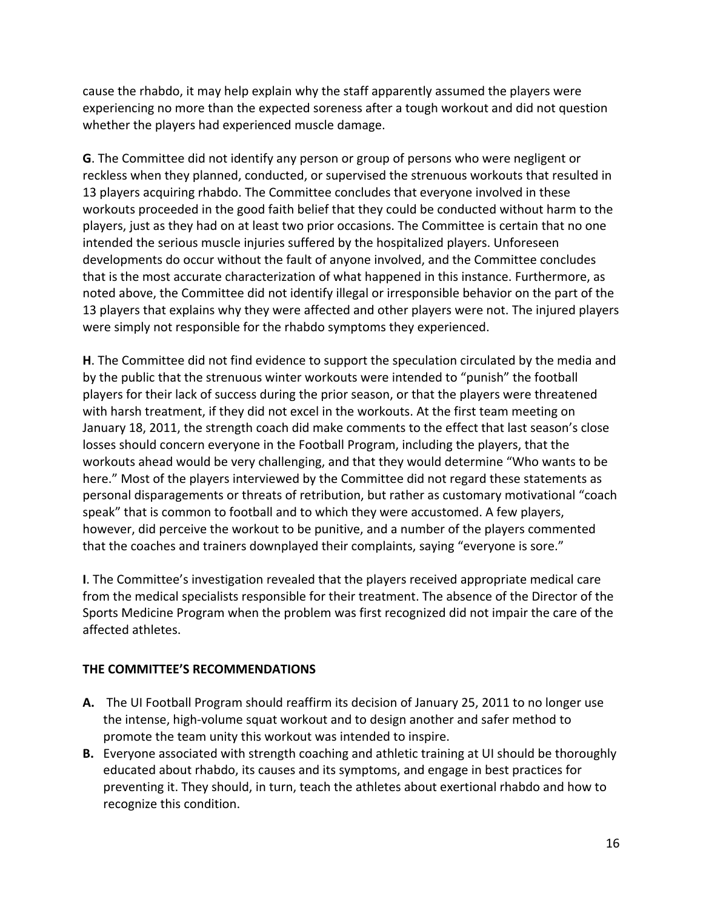cause the rhabdo, it may help explain why the staff apparently assumed the players were experiencing no more than the expected soreness after a tough workout and did not question whether the players had experienced muscle damage.

**G**. The Committee did not identify any person or group of persons who were negligent or reckless when they planned, conducted, or supervised the strenuous workouts that resulted in 13 players acquiring rhabdo. The Committee concludes that everyone involved in these workouts proceeded in the good faith belief that they could be conducted without harm to the players, just as they had on at least two prior occasions. The Committee is certain that no one intended the serious muscle injuries suffered by the hospitalized players. Unforeseen developments do occur without the fault of anyone involved, and the Committee concludes that is the most accurate characterization of what happened in this instance. Furthermore, as noted above, the Committee did not identify illegal or irresponsible behavior on the part of the 13 players that explains why they were affected and other players were not. The injured players were simply not responsible for the rhabdo symptoms they experienced.

**H**. The Committee did not find evidence to support the speculation circulated by the media and by the public that the strenuous winter workouts were intended to "punish" the football players for their lack of success during the prior season, or that the players were threatened with harsh treatment, if they did not excel in the workouts. At the first team meeting on January 18, 2011, the strength coach did make comments to the effect that last season's close losses should concern everyone in the Football Program, including the players, that the workouts ahead would be very challenging, and that they would determine "Who wants to be here." Most of the players interviewed by the Committee did not regard these statements as personal disparagements or threats of retribution, but rather as customary motivational "coach speak" that is common to football and to which they were accustomed. A few players, however, did perceive the workout to be punitive, and a number of the players commented that the coaches and trainers downplayed their complaints, saying "everyone is sore."

**I**. The Committee's investigation revealed that the players received appropriate medical care from the medical specialists responsible for their treatment. The absence of the Director of the Sports Medicine Program when the problem was first recognized did not impair the care of the affected athletes.

## THE COMMITTEE'S RECOMMENDATIONS

**A.** The UI Football Program should reaffirm its decision of January 25, 2011 to no longer use the intense, high-volume squat workout and to design another and safer method to promote the team unity this workout was intended to inspire.

**B.** Everyone associated with strength coaching and athletic training at UI should be thoroughly educated about rhabdo, its causes and its symptoms, and engage in best practices for preventing it. They should, in turn, teach the athletes about exertional rhabdo and how to recognize this condition.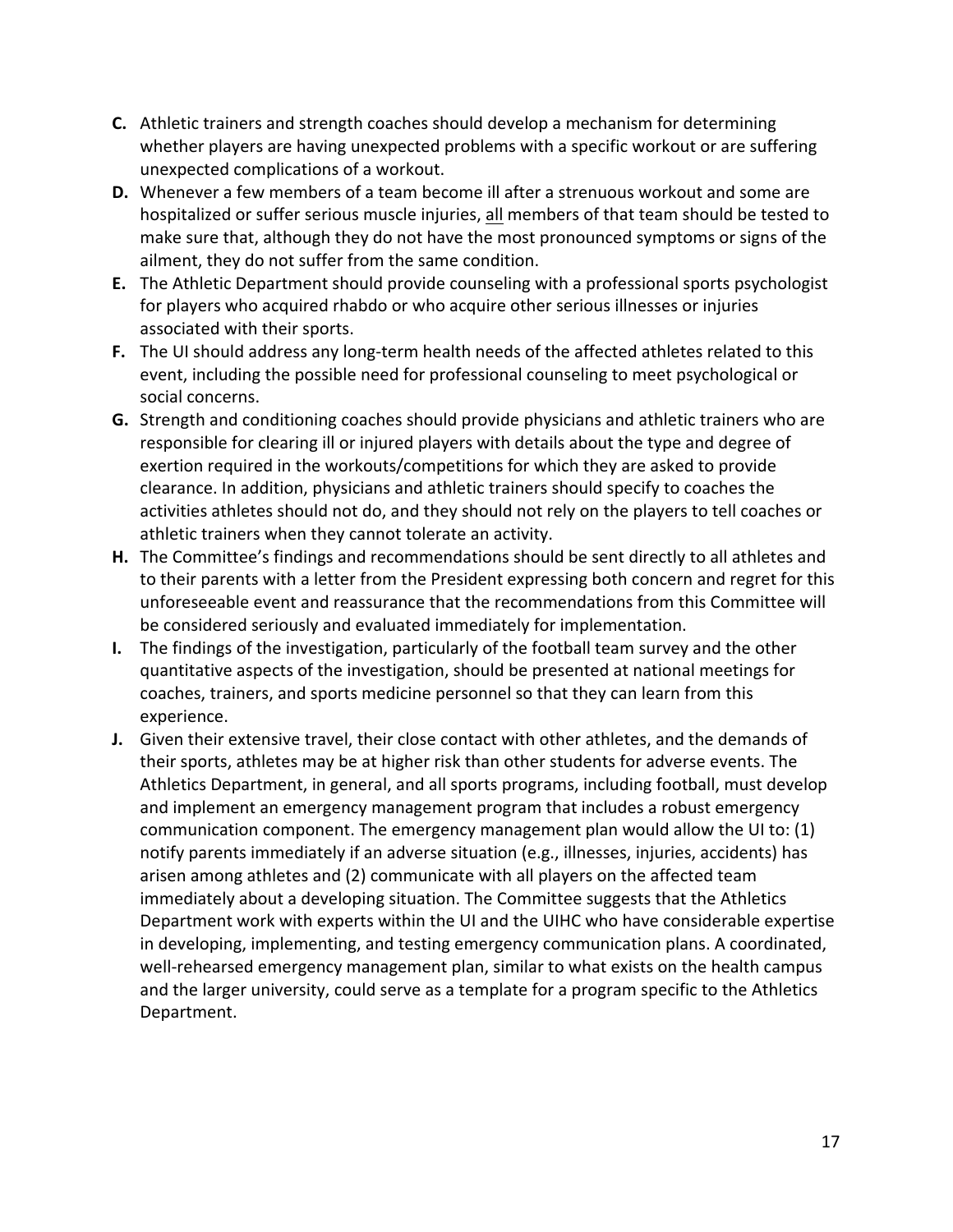**C.** Athletic trainers and strength coaches should develop a mechanism for determining whether players are having unexpected problems with a specific workout or are suffering unexpected complications of a workout.

**D.** Whenever a few members of a team become ill after a strenuous workout and some are hospitalized or suffer serious muscle injuries, <u>all</u> members of that team should be tested to make sure that, although they do not have the most pronounced symptoms or signs of the ailment, they do not suffer from the same condition.

**E.** The Athletic Department should provide counseling with a professional sports psychologist for players who acquired rhabdo or who acquire other serious illnesses or injuries associated with their sports.

**F.** The UI should address any long-term health needs of the affected athletes related to this event, including the possible need for professional counseling to meet psychological or social concerns.

**G.** Strength and conditioning coaches should provide physicians and athletic trainers who are responsible for clearing ill or injured players with details about the type and degree of exertion required in the workouts/competitions for which they are asked to provide clearance. In addition, physicians and athletic trainers should specify to coaches the activities athletes should not do, and they should not rely on the players to tell coaches or athletic trainers when they cannot tolerate an activity.

**H.** The Committee's findings and recommendations should be sent directly to all athletes and to their parents with a letter from the President expressing both concern and regret for this unforeseeable event and reassurance that the recommendations from this Committee will be considered seriously and evaluated immediately for implementation.

**I.** The findings of the investigation, particularly of the football team survey and the other quantitative aspects of the investigation, should be presented at national meetings for coaches, trainers, and sports medicine personnel so that they can learn from this experience.

**J.** Given their extensive travel, their close contact with other athletes, and the demands of their sports, athletes may be at higher risk than other students for adverse events. The Athletics Department, in general, and all sports programs, including football, must develop and implement an emergency management program that includes a robust emergency communication component. The emergency management plan would allow the UI to: (1) notify parents immediately if an adverse situation (e.g., illnesses, injuries, accidents) has arisen among athletes and (2) communicate with all players on the affected team immediately about a developing situation. The Committee suggests that the Athletics Department work with experts within the UI and the UIHC who have considerable expertise in developing, implementing, and testing emergency communication plans. A coordinated, well-rehearsed emergency management plan, similar to what exists on the health campus and the larger university, could serve as a template for a program specific to the Athletics Department.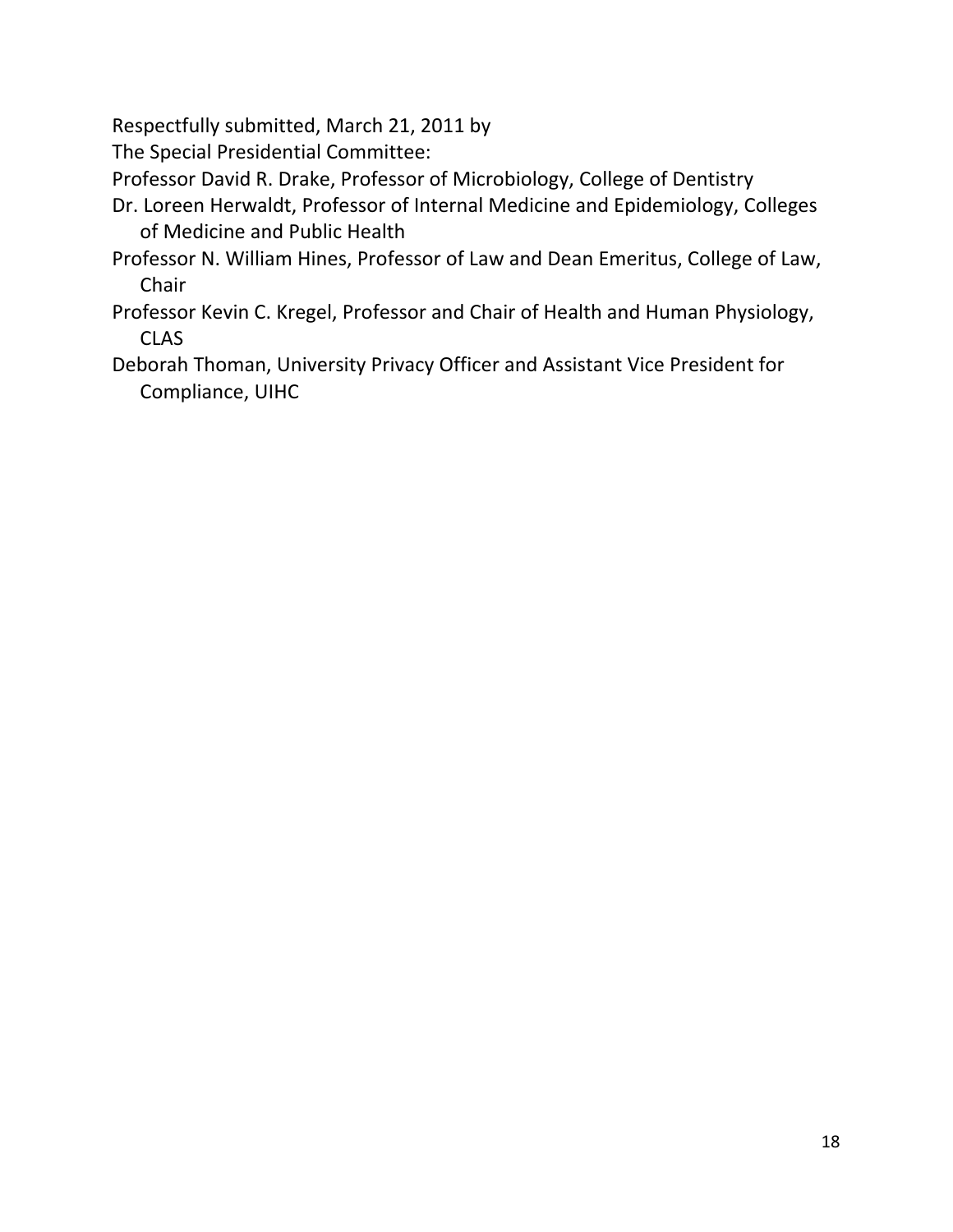Respectfully submitted, March 21, 2011 by

The Special Presidential Committee:

Professor David R. Drake, Professor of Microbiology, College of Dentistry

Dr. Loreen Herwaldt, Professor of Internal Medicine and Epidemiology, Colleges of Medicine and Public Health

Professor N. William Hines, Professor of Law and Dean Emeritus, College of Law, Chair

Professor Kevin C. Kregel, Professor and Chair of Health and Human Physiology, CLAS

Deborah Thoman, University Privacy Officer and Assistant Vice President for Compliance, UIHC